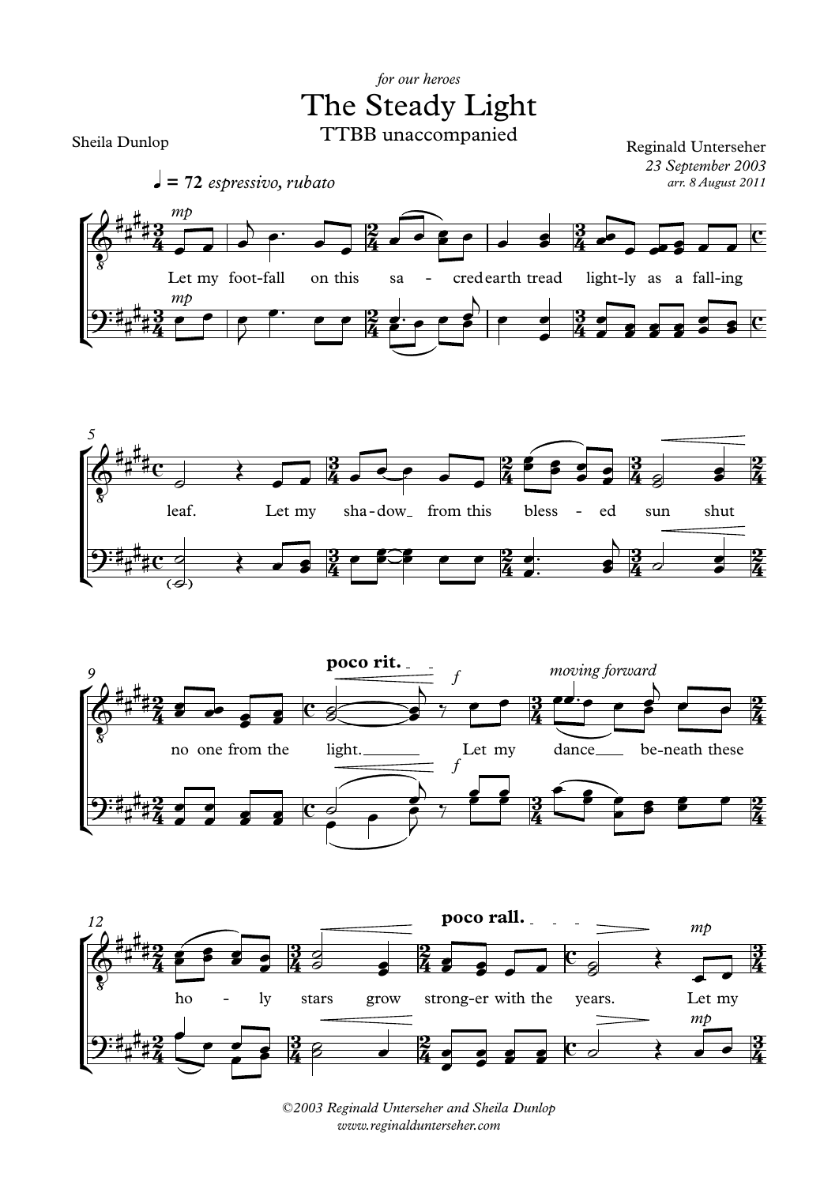*for our heroes*

# The Steady Light

TTBB unaccompanied

Sheila Dunlop

Reginald Unterseher
*23 September 2003*
*arr. 8 August 2011*

♩ = 72 *espressivo, rubato*

Let my foot-fall on this sa - cred earth tread light-ly as a fall-ing leaf. Let my sha-dow from this bless - ed sun shut no one from the light. Let my dance beneath these ho - ly stars grow strong-er with the years. Let my

©2003 Reginald Unterseher and Sheila Dunlop
www.reginaldunterseher.com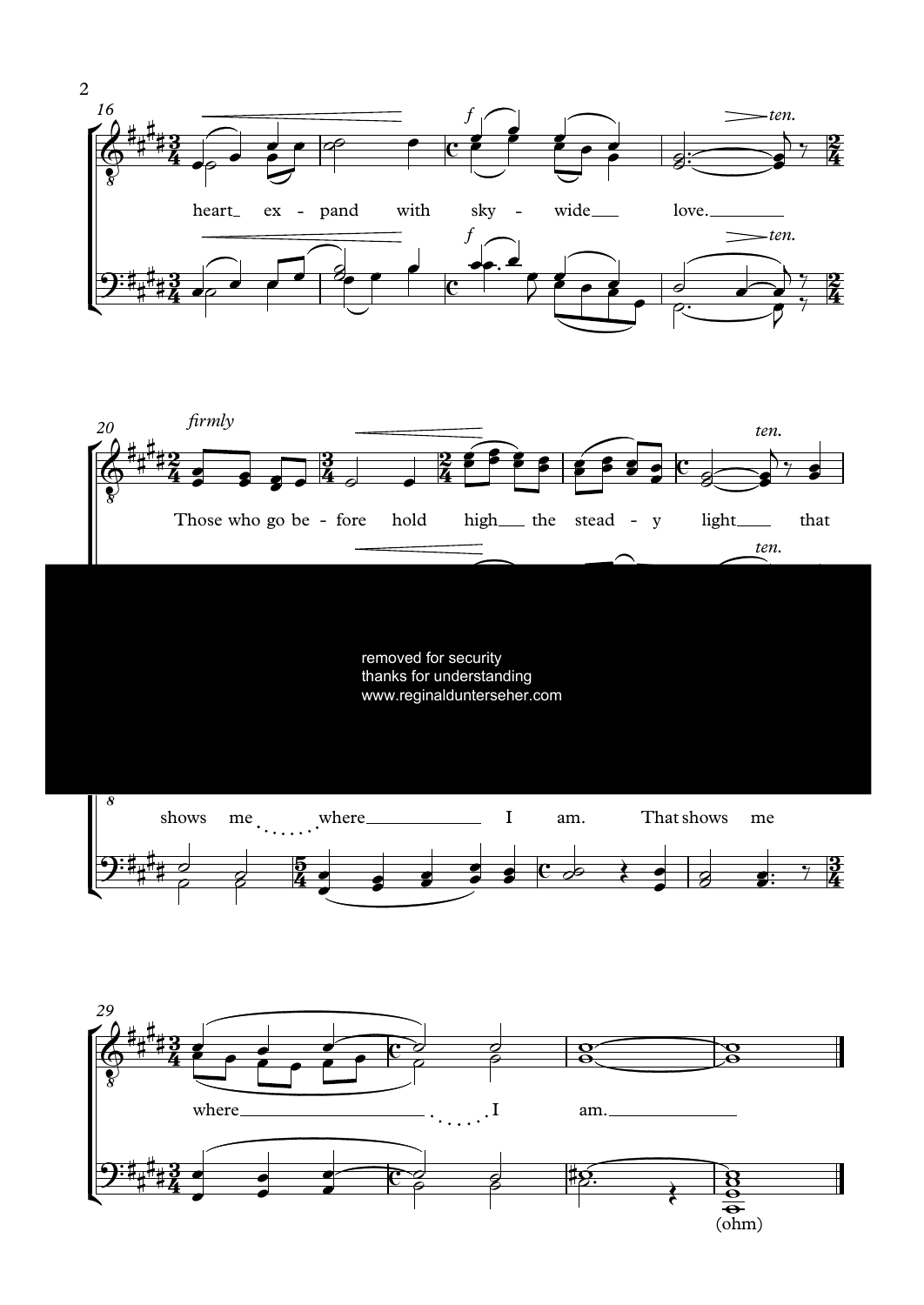*f* *ten.*

heart_ ex - pand with sky - wide___ love.________

*firmly* *ten.*

Those who go be - fore hold high___ the stead - y light____ that

removed for security
thanks for understanding
www.reginaldunterseher.com

shows me . . . . . . where____________ I am. That shows me

where__________________ . . . . . . I am.______________

(ohm)